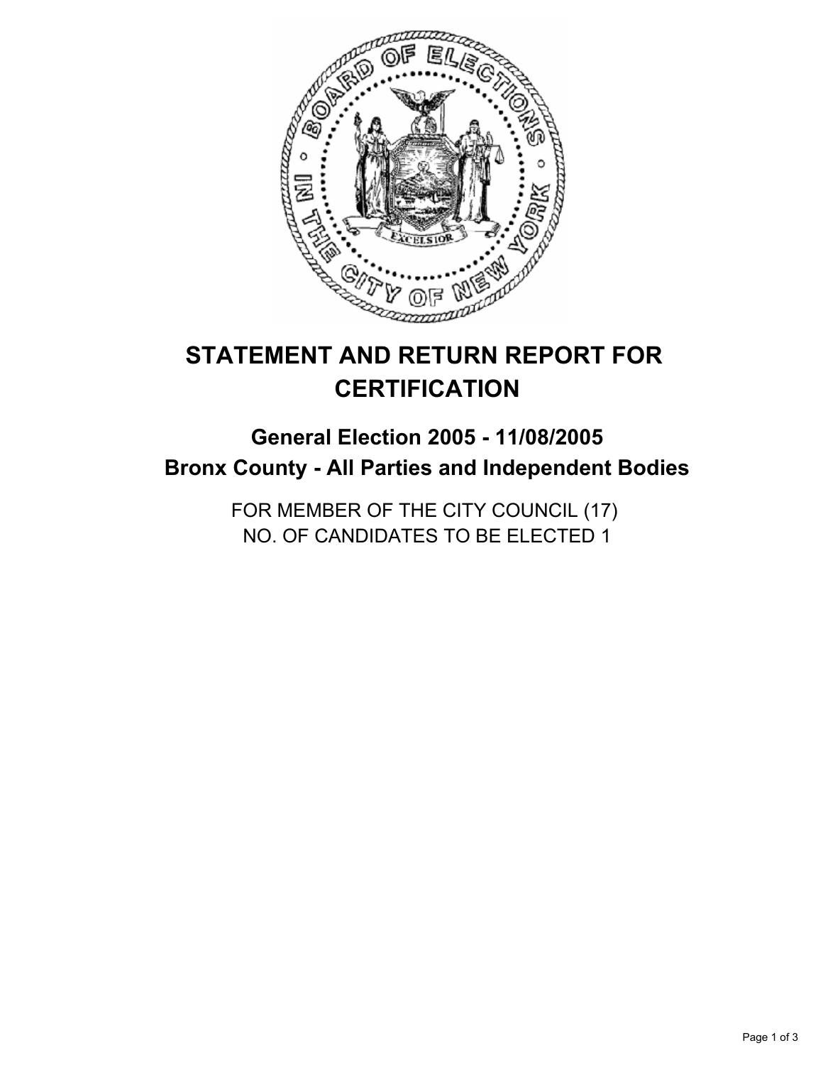# STATEMENT AND RETURN REPORT FOR CERTIFICATION

## General Election 2005 - 11/08/2005
## Bronx County - All Parties and Independent Bodies

FOR MEMBER OF THE CITY COUNCIL (17)
NO. OF CANDIDATES TO BE ELECTED 1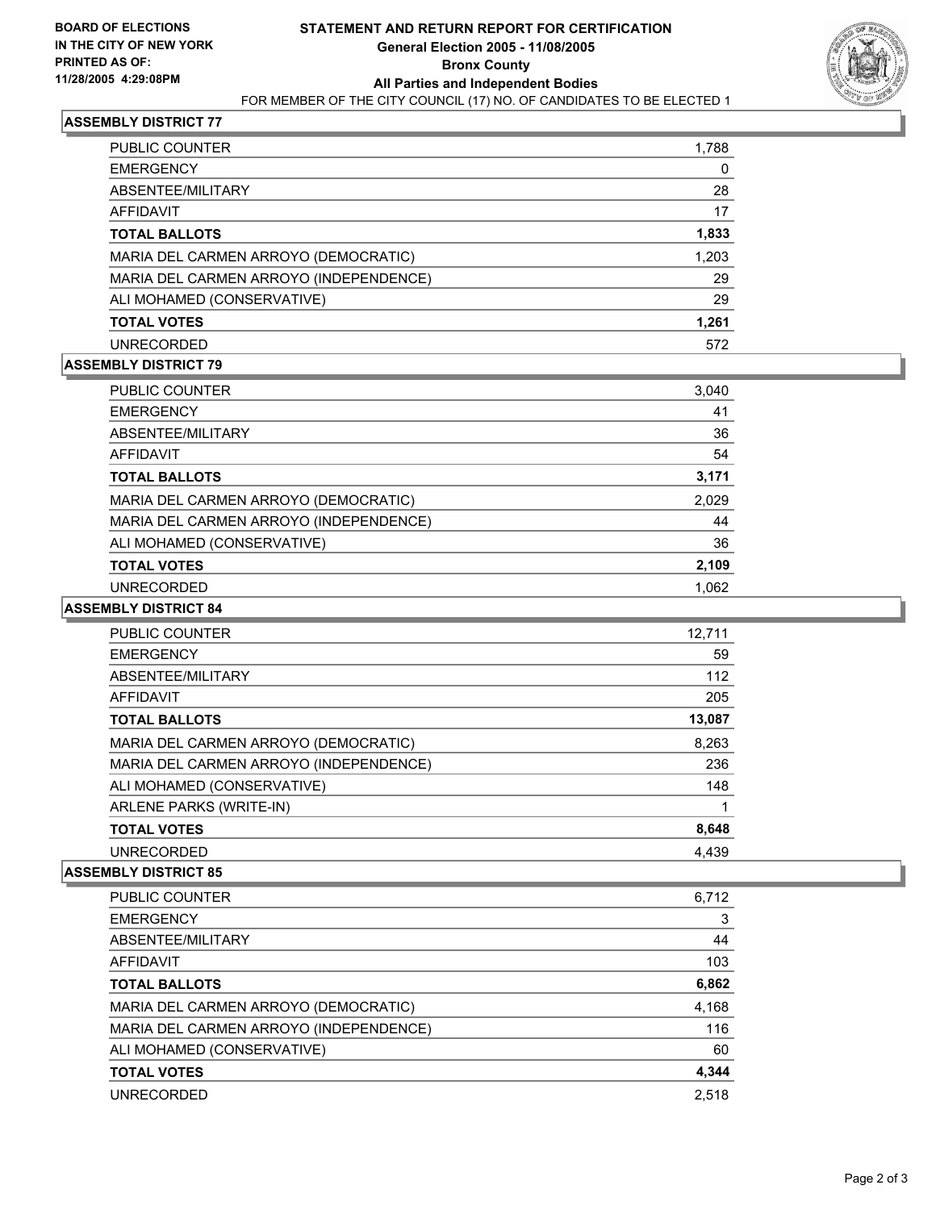**BOARD OF ELECTIONS IN THE CITY OF NEW YORK PRINTED AS OF: 11/28/2005 4:29:08PM**

# STATEMENT AND RETURN REPORT FOR CERTIFICATION

## General Election 2005 - 11/08/2005
## Bronx County
## All Parties and Independent Bodies

FOR MEMBER OF THE CITY COUNCIL (17) NO. OF CANDIDATES TO BE ELECTED 1

### ASSEMBLY DISTRICT 77

| | |
|---|---|
| PUBLIC COUNTER | 1,788 |
| EMERGENCY | 0 |
| ABSENTEE/MILITARY | 28 |
| AFFIDAVIT | 17 |
| **TOTAL BALLOTS** | **1,833** |
| MARIA DEL CARMEN ARROYO (DEMOCRATIC) | 1,203 |
| MARIA DEL CARMEN ARROYO (INDEPENDENCE) | 29 |
| ALI MOHAMED (CONSERVATIVE) | 29 |
| **TOTAL VOTES** | **1,261** |
| UNRECORDED | 572 |

### ASSEMBLY DISTRICT 79

| | |
|---|---|
| PUBLIC COUNTER | 3,040 |
| EMERGENCY | 41 |
| ABSENTEE/MILITARY | 36 |
| AFFIDAVIT | 54 |
| **TOTAL BALLOTS** | **3,171** |
| MARIA DEL CARMEN ARROYO (DEMOCRATIC) | 2,029 |
| MARIA DEL CARMEN ARROYO (INDEPENDENCE) | 44 |
| ALI MOHAMED (CONSERVATIVE) | 36 |
| **TOTAL VOTES** | **2,109** |
| UNRECORDED | 1,062 |

### ASSEMBLY DISTRICT 84

| | |
|---|---|
| PUBLIC COUNTER | 12,711 |
| EMERGENCY | 59 |
| ABSENTEE/MILITARY | 112 |
| AFFIDAVIT | 205 |
| **TOTAL BALLOTS** | **13,087** |
| MARIA DEL CARMEN ARROYO (DEMOCRATIC) | 8,263 |
| MARIA DEL CARMEN ARROYO (INDEPENDENCE) | 236 |
| ALI MOHAMED (CONSERVATIVE) | 148 |
| ARLENE PARKS (WRITE-IN) | 1 |
| **TOTAL VOTES** | **8,648** |
| UNRECORDED | 4,439 |

### ASSEMBLY DISTRICT 85

| | |
|---|---|
| PUBLIC COUNTER | 6,712 |
| EMERGENCY | 3 |
| ABSENTEE/MILITARY | 44 |
| AFFIDAVIT | 103 |
| **TOTAL BALLOTS** | **6,862** |
| MARIA DEL CARMEN ARROYO (DEMOCRATIC) | 4,168 |
| MARIA DEL CARMEN ARROYO (INDEPENDENCE) | 116 |
| ALI MOHAMED (CONSERVATIVE) | 60 |
| **TOTAL VOTES** | **4,344** |
| UNRECORDED | 2,518 |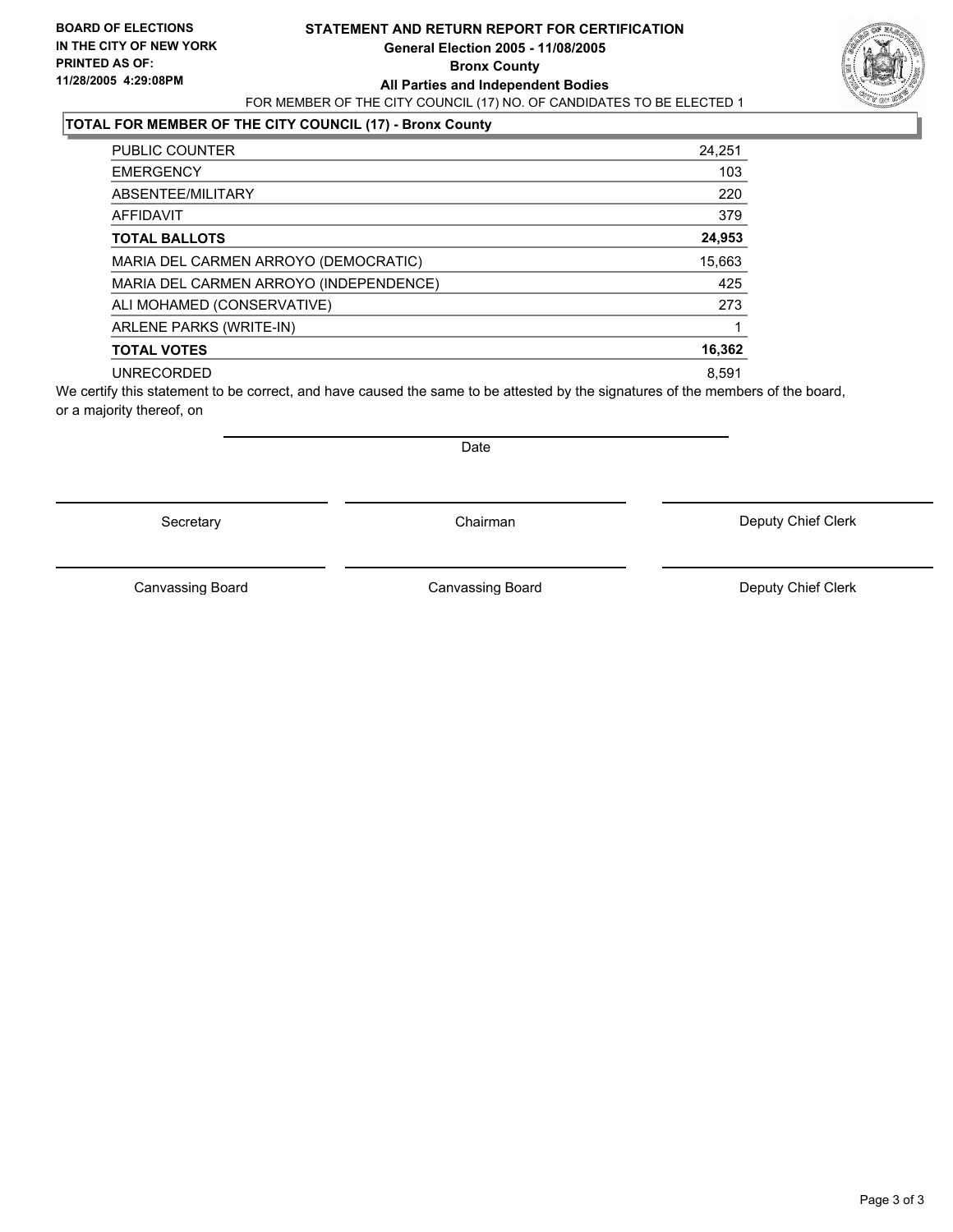**BOARD OF ELECTIONS IN THE CITY OF NEW YORK PRINTED AS OF: 11/28/2005 4:29:08PM**

**STATEMENT AND RETURN REPORT FOR CERTIFICATION**
**General Election 2005 - 11/08/2005**
**Bronx County**
**All Parties and Independent Bodies**

FOR MEMBER OF THE CITY COUNCIL (17) NO. OF CANDIDATES TO BE ELECTED 1

## TOTAL FOR MEMBER OF THE CITY COUNCIL (17) - Bronx County

| | |
|---|---|
| PUBLIC COUNTER | 24,251 |
| EMERGENCY | 103 |
| ABSENTEE/MILITARY | 220 |
| AFFIDAVIT | 379 |
| **TOTAL BALLOTS** | **24,953** |
| MARIA DEL CARMEN ARROYO (DEMOCRATIC) | 15,663 |
| MARIA DEL CARMEN ARROYO (INDEPENDENCE) | 425 |
| ALI MOHAMED (CONSERVATIVE) | 273 |
| ARLENE PARKS (WRITE-IN) | 1 |
| **TOTAL VOTES** | **16,362** |
| UNRECORDED | 8,591 |

We certify this statement to be correct, and have caused the same to be attested by the signatures of the members of the board, or a majority thereof, on

Date

Secretary | Chairman | Deputy Chief Clerk

Canvassing Board | Canvassing Board | Deputy Chief Clerk